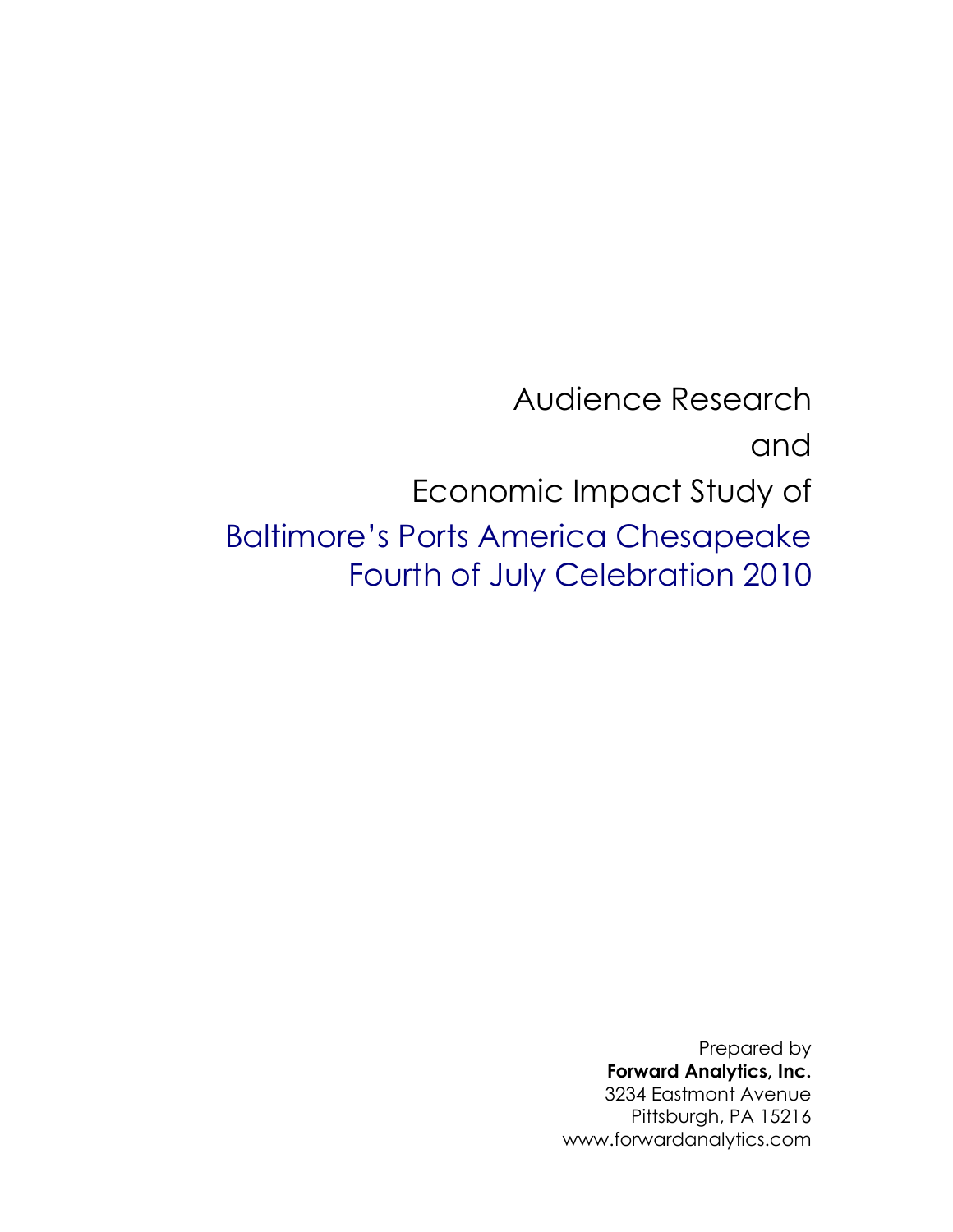# Audience Research and Economic Impact Study of Baltimore's Ports America Chesapeake Fourth of July Celebration 2010

Prepared by
**Forward Analytics, Inc.**
3234 Eastmont Avenue
Pittsburgh, PA 15216
www.forwardanalytics.com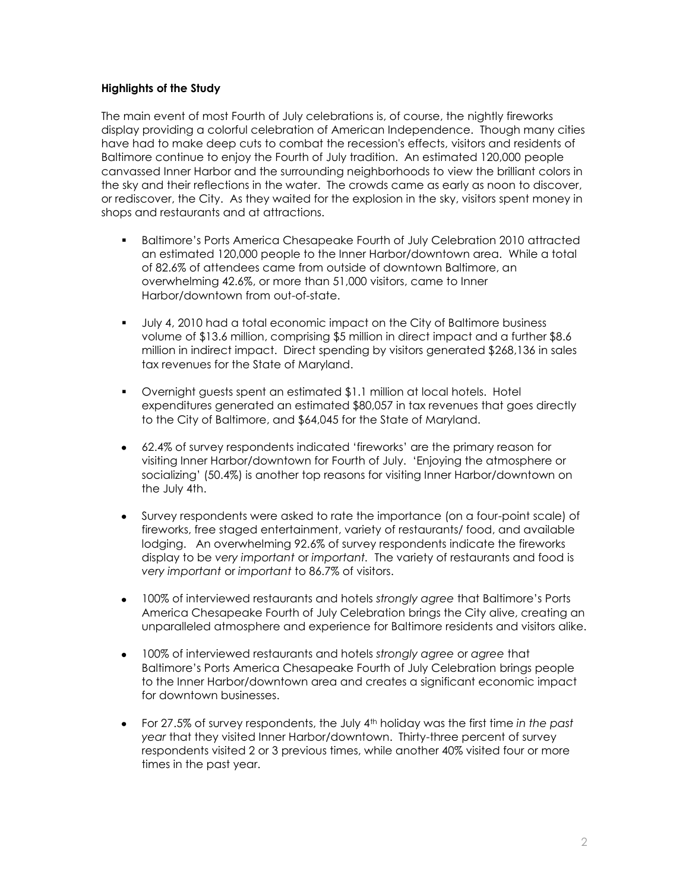**Highlights of the Study**

The main event of most Fourth of July celebrations is, of course, the nightly fireworks display providing a colorful celebration of American Independence. Though many cities have had to make deep cuts to combat the recession's effects, visitors and residents of Baltimore continue to enjoy the Fourth of July tradition. An estimated 120,000 people canvassed Inner Harbor and the surrounding neighborhoods to view the brilliant colors in the sky and their reflections in the water. The crowds came as early as noon to discover, or rediscover, the City. As they waited for the explosion in the sky, visitors spent money in shops and restaurants and at attractions.

- Baltimore's Ports America Chesapeake Fourth of July Celebration 2010 attracted an estimated 120,000 people to the Inner Harbor/downtown area. While a total of 82.6% of attendees came from outside of downtown Baltimore, an overwhelming 42.6%, or more than 51,000 visitors, came to Inner Harbor/downtown from out-of-state.
- July 4, 2010 had a total economic impact on the City of Baltimore business volume of $13.6 million, comprising $5 million in direct impact and a further $8.6 million in indirect impact. Direct spending by visitors generated $268,136 in sales tax revenues for the State of Maryland.
- Overnight guests spent an estimated $1.1 million at local hotels. Hotel expenditures generated an estimated $80,057 in tax revenues that goes directly to the City of Baltimore, and $64,045 for the State of Maryland.
- 62.4% of survey respondents indicated 'fireworks' are the primary reason for visiting Inner Harbor/downtown for Fourth of July. 'Enjoying the atmosphere or socializing' (50.4%) is another top reasons for visiting Inner Harbor/downtown on the July 4th.
- Survey respondents were asked to rate the importance (on a four-point scale) of fireworks, free staged entertainment, variety of restaurants/ food, and available lodging. An overwhelming 92.6% of survey respondents indicate the fireworks display to be *very important* or *important*. The variety of restaurants and food is *very important* or *important* to 86.7% of visitors.
- 100% of interviewed restaurants and hotels *strongly agree* that Baltimore's Ports America Chesapeake Fourth of July Celebration brings the City alive, creating an unparalleled atmosphere and experience for Baltimore residents and visitors alike.
- 100% of interviewed restaurants and hotels *strongly agree* or *agree* that Baltimore's Ports America Chesapeake Fourth of July Celebration brings people to the Inner Harbor/downtown area and creates a significant economic impact for downtown businesses.
- For 27.5% of survey respondents, the July 4th holiday was the first time *in the past year* that they visited Inner Harbor/downtown. Thirty-three percent of survey respondents visited 2 or 3 previous times, while another 40% visited four or more times in the past year.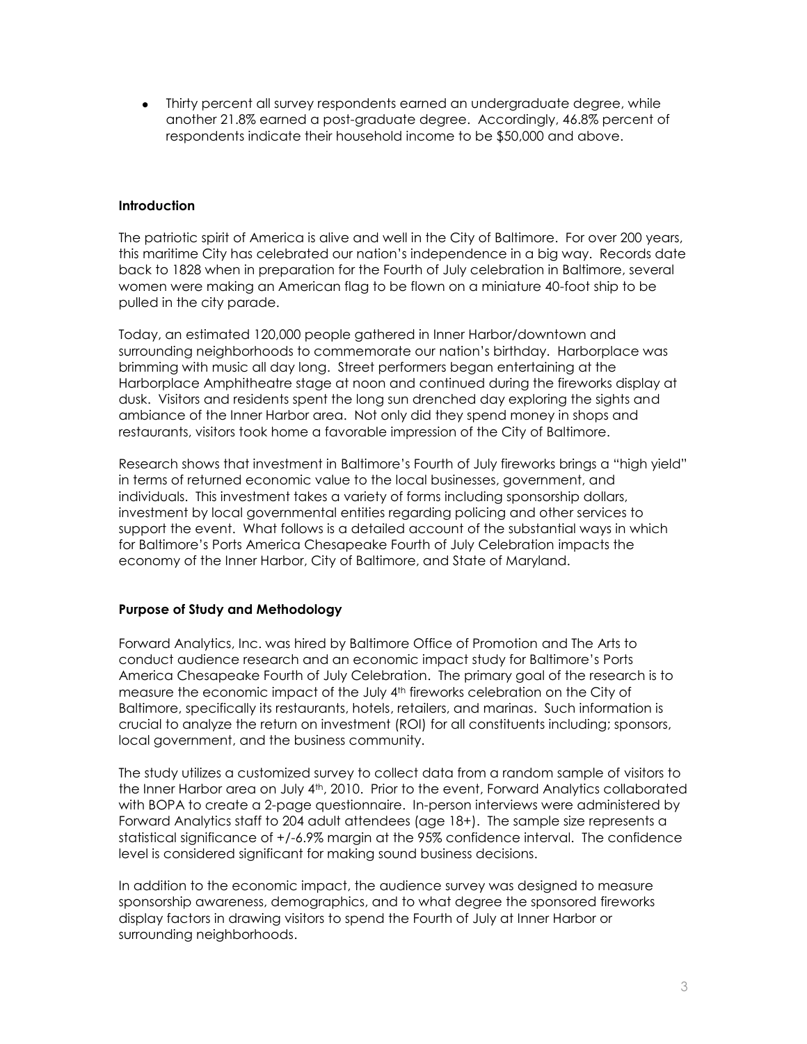- Thirty percent all survey respondents earned an undergraduate degree, while another 21.8% earned a post-graduate degree. Accordingly, 46.8% percent of respondents indicate their household income to be $50,000 and above.

**Introduction**

The patriotic spirit of America is alive and well in the City of Baltimore. For over 200 years, this maritime City has celebrated our nation's independence in a big way. Records date back to 1828 when in preparation for the Fourth of July celebration in Baltimore, several women were making an American flag to be flown on a miniature 40-foot ship to be pulled in the city parade.

Today, an estimated 120,000 people gathered in Inner Harbor/downtown and surrounding neighborhoods to commemorate our nation's birthday. Harborplace was brimming with music all day long. Street performers began entertaining at the Harborplace Amphitheatre stage at noon and continued during the fireworks display at dusk. Visitors and residents spent the long sun drenched day exploring the sights and ambiance of the Inner Harbor area. Not only did they spend money in shops and restaurants, visitors took home a favorable impression of the City of Baltimore.

Research shows that investment in Baltimore's Fourth of July fireworks brings a "high yield" in terms of returned economic value to the local businesses, government, and individuals. This investment takes a variety of forms including sponsorship dollars, investment by local governmental entities regarding policing and other services to support the event. What follows is a detailed account of the substantial ways in which for Baltimore's Ports America Chesapeake Fourth of July Celebration impacts the economy of the Inner Harbor, City of Baltimore, and State of Maryland.

**Purpose of Study and Methodology**

Forward Analytics, Inc. was hired by Baltimore Office of Promotion and The Arts to conduct audience research and an economic impact study for Baltimore's Ports America Chesapeake Fourth of July Celebration. The primary goal of the research is to measure the economic impact of the July 4th fireworks celebration on the City of Baltimore, specifically its restaurants, hotels, retailers, and marinas. Such information is crucial to analyze the return on investment (ROI) for all constituents including; sponsors, local government, and the business community.

The study utilizes a customized survey to collect data from a random sample of visitors to the Inner Harbor area on July 4th, 2010. Prior to the event, Forward Analytics collaborated with BOPA to create a 2-page questionnaire. In-person interviews were administered by Forward Analytics staff to 204 adult attendees (age 18+). The sample size represents a statistical significance of +/-6.9% margin at the 95% confidence interval. The confidence level is considered significant for making sound business decisions.

In addition to the economic impact, the audience survey was designed to measure sponsorship awareness, demographics, and to what degree the sponsored fireworks display factors in drawing visitors to spend the Fourth of July at Inner Harbor or surrounding neighborhoods.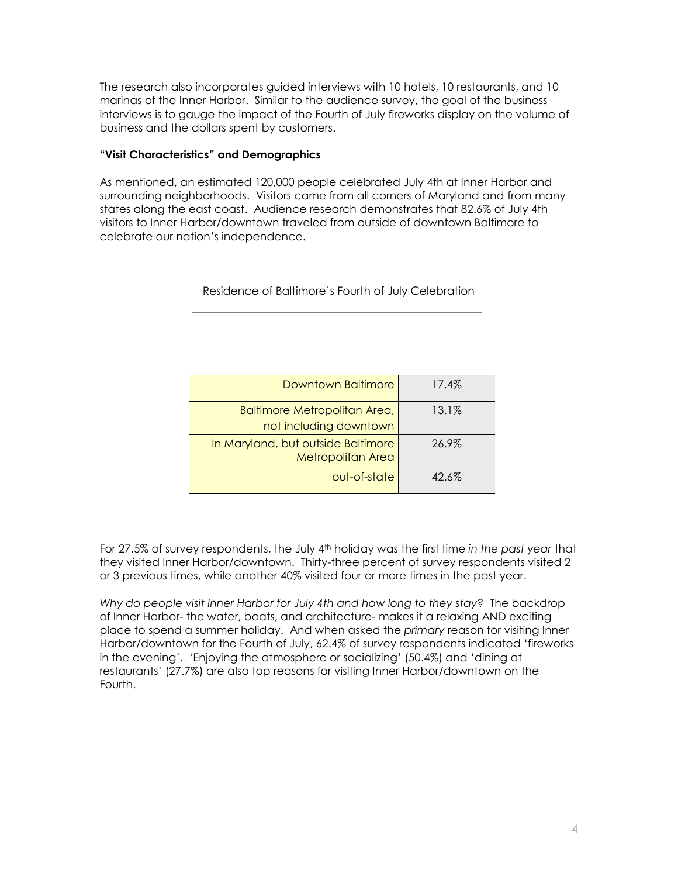The research also incorporates guided interviews with 10 hotels, 10 restaurants, and 10 marinas of the Inner Harbor. Similar to the audience survey, the goal of the business interviews is to gauge the impact of the Fourth of July fireworks display on the volume of business and the dollars spent by customers.

**"Visit Characteristics" and Demographics**

As mentioned, an estimated 120,000 people celebrated July 4th at Inner Harbor and surrounding neighborhoods. Visitors came from all corners of Maryland and from many states along the east coast. Audience research demonstrates that 82.6% of July 4th visitors to Inner Harbor/downtown traveled from outside of downtown Baltimore to celebrate our nation's independence.

Residence of Baltimore's Fourth of July Celebration

| | |
|---|---|
| Downtown Baltimore | 17.4% |
| Baltimore Metropolitan Area, not including downtown | 13.1% |
| In Maryland, but outside Baltimore Metropolitan Area | 26.9% |
| out-of-state | 42.6% |

For 27.5% of survey respondents, the July 4th holiday was the first time *in the past year* that they visited Inner Harbor/downtown. Thirty-three percent of survey respondents visited 2 or 3 previous times, while another 40% visited four or more times in the past year.

*Why do people visit Inner Harbor for July 4th and how long to they stay*? The backdrop of Inner Harbor- the water, boats, and architecture- makes it a relaxing AND exciting place to spend a summer holiday. And when asked the *primary* reason for visiting Inner Harbor/downtown for the Fourth of July, 62.4% of survey respondents indicated 'fireworks in the evening'. 'Enjoying the atmosphere or socializing' (50.4%) and 'dining at restaurants' (27.7%) are also top reasons for visiting Inner Harbor/downtown on the Fourth.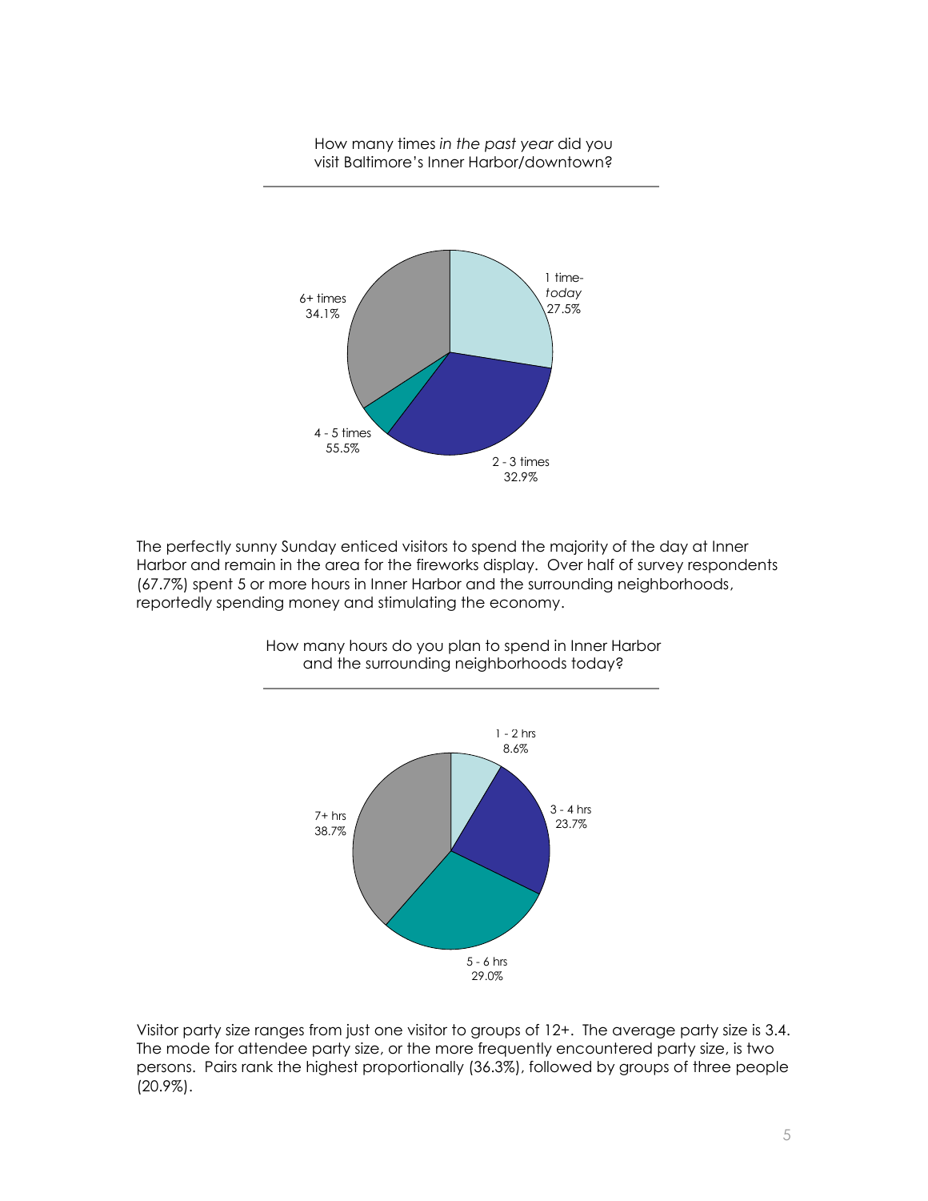How many times *in the past year* did you visit Baltimore's Inner Harbor/downtown?

| Response | Percentage |
|---|---|
| 1 time- *today* | 27.5% |
| 2 - 3 times | 32.9% |
| 4 - 5 times | 55.5% |
| 6+ times | 34.1% |

The perfectly sunny Sunday enticed visitors to spend the majority of the day at Inner Harbor and remain in the area for the fireworks display. Over half of survey respondents (67.7%) spent 5 or more hours in Inner Harbor and the surrounding neighborhoods, reportedly spending money and stimulating the economy.

How many hours do you plan to spend in Inner Harbor and the surrounding neighborhoods today?

| Response | Percentage |
|---|---|
| 1 - 2 hrs | 8.6% |
| 3 - 4 hrs | 23.7% |
| 5 - 6 hrs | 29.0% |
| 7+ hrs | 38.7% |

Visitor party size ranges from just one visitor to groups of 12+. The average party size is 3.4. The mode for attendee party size, or the more frequently encountered party size, is two persons. Pairs rank the highest proportionally (36.3%), followed by groups of three people (20.9%).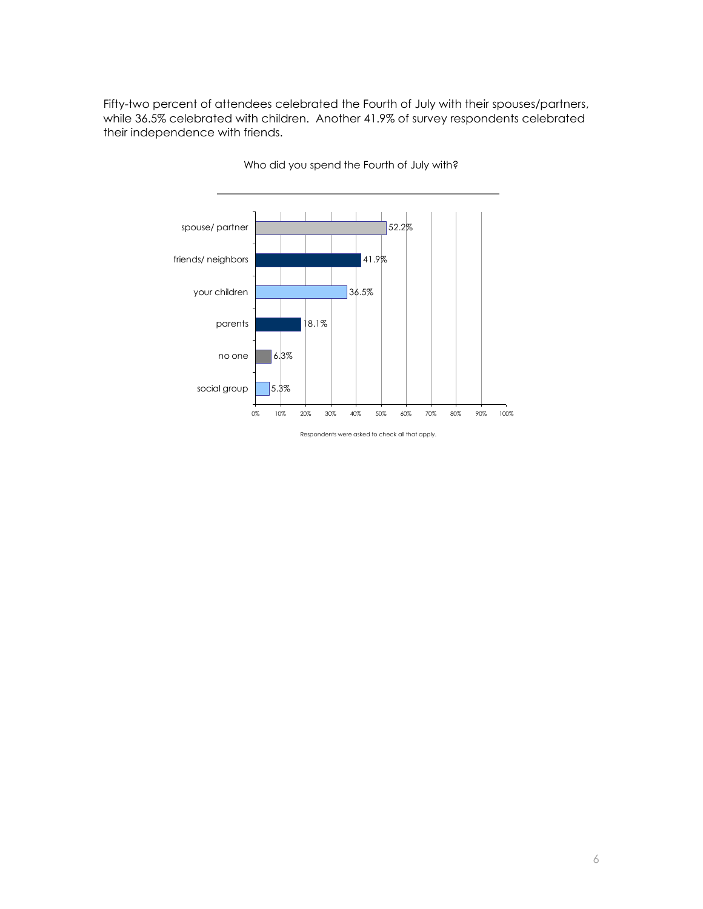Fifty-two percent of attendees celebrated the Fourth of July with their spouses/partners, while 36.5% celebrated with children. Another 41.9% of survey respondents celebrated their independence with friends.

Who did you spend the Fourth of July with?

| Response | Percent |
|---|---|
| spouse/ partner | 52.2% |
| friends/ neighbors | 41.9% |
| your children | 36.5% |
| parents | 18.1% |
| no one | 6.3% |
| social group | 5.3% |

Respondents were asked to check all that apply.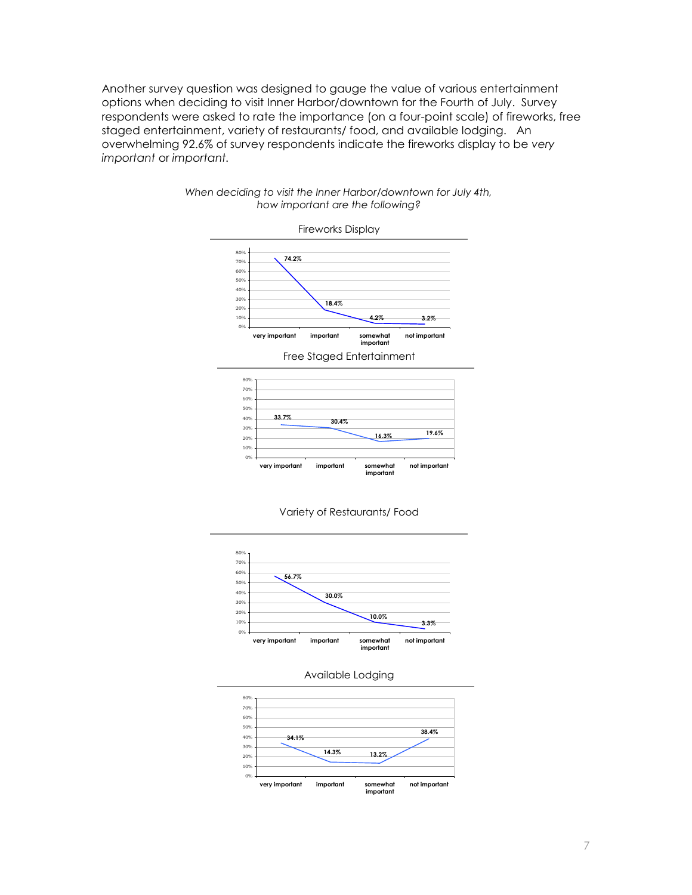Another survey question was designed to gauge the value of various entertainment options when deciding to visit Inner Harbor/downtown for the Fourth of July. Survey respondents were asked to rate the importance (on a four-point scale) of fireworks, free staged entertainment, variety of restaurants/ food, and available lodging. An overwhelming 92.6% of survey respondents indicate the fireworks display to be *very important* or *important.*

*When deciding to visit the Inner Harbor/downtown for July 4th, how important are the following?*

Fireworks Display

| very important | important | somewhat important | not important |
|---|---|---|---|
| 74.2% | 18.4% | 4.2% | 3.2% |

Free Staged Entertainment

| very important | important | somewhat important | not important |
|---|---|---|---|
| 33.7% | 30.4% | 16.3% | 19.6% |

Variety of Restaurants/ Food

| very important | important | somewhat important | not important |
|---|---|---|---|
| 56.7% | 30.0% | 10.0% | 3.3% |

Available Lodging

| very important | important | somewhat important | not important |
|---|---|---|---|
| 34.1% | 14.3% | 13.2% | 38.4% |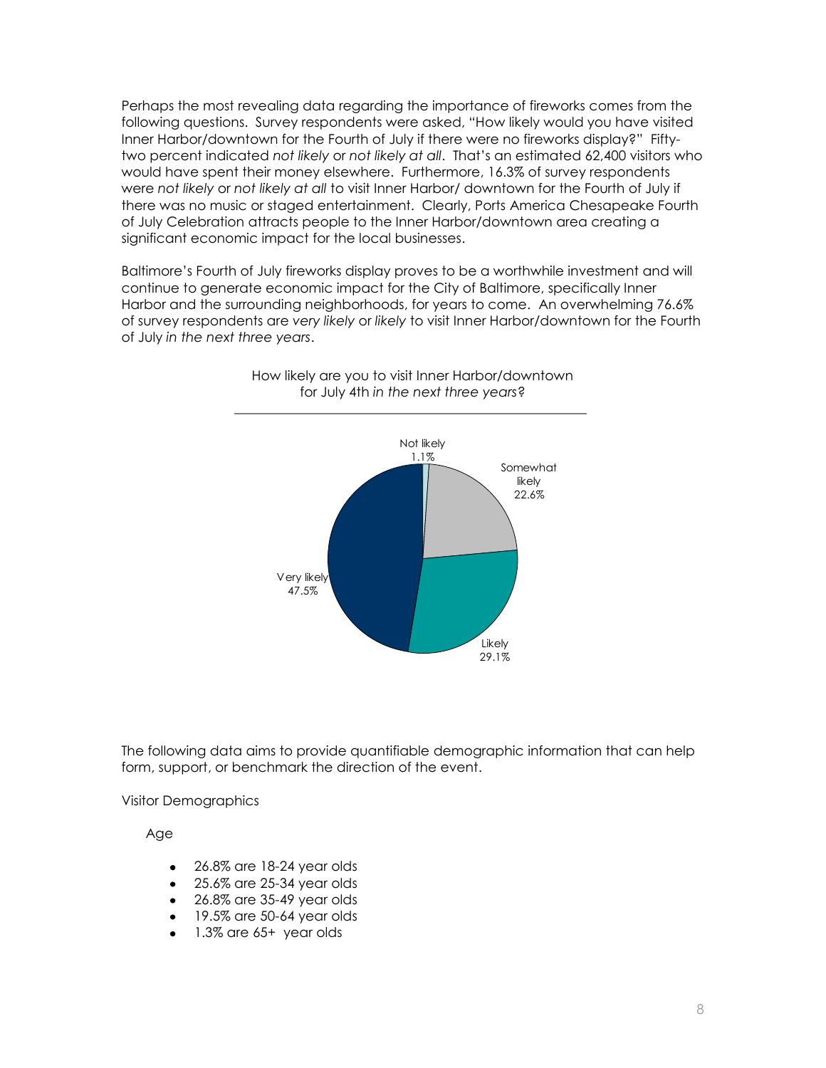Perhaps the most revealing data regarding the importance of fireworks comes from the following questions. Survey respondents were asked, "How likely would you have visited Inner Harbor/downtown for the Fourth of July if there were no fireworks display?" Fifty-two percent indicated *not likely* or *not likely at all*. That's an estimated 62,400 visitors who would have spent their money elsewhere. Furthermore, 16.3% of survey respondents were *not likely* or *not likely at all* to visit Inner Harbor/ downtown for the Fourth of July if there was no music or staged entertainment. Clearly, Ports America Chesapeake Fourth of July Celebration attracts people to the Inner Harbor/downtown area creating a significant economic impact for the local businesses.

Baltimore's Fourth of July fireworks display proves to be a worthwhile investment and will continue to generate economic impact for the City of Baltimore, specifically Inner Harbor and the surrounding neighborhoods, for years to come. An overwhelming 76.6% of survey respondents are *very likely* or *likely* to visit Inner Harbor/downtown for the Fourth of July *in the next three years*.

How likely are you to visit Inner Harbor/downtown for July 4th *in the next three years*?

| Response | Percent |
|---|---|
| Very likely | 47.5% |
| Likely | 29.1% |
| Somewhat likely | 22.6% |
| Not likely | 1.1% |

The following data aims to provide quantifiable demographic information that can help form, support, or benchmark the direction of the event.

Visitor Demographics

Age

- 26.8% are 18-24 year olds
- 25.6% are 25-34 year olds
- 26.8% are 35-49 year olds
- 19.5% are 50-64 year olds
- 1.3% are 65+ year olds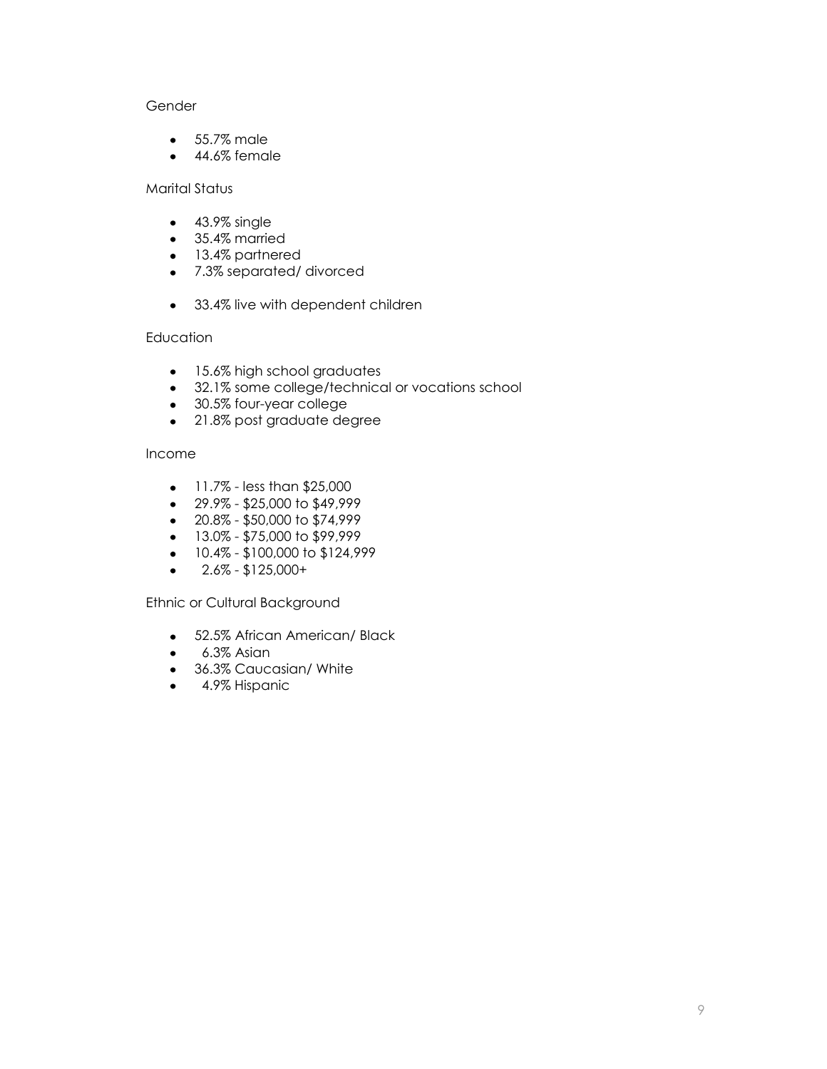Gender

- 55.7% male
- 44.6% female

Marital Status

- 43.9% single
- 35.4% married
- 13.4% partnered
- 7.3% separated/ divorced

- 33.4% live with dependent children

Education

- 15.6% high school graduates
- 32.1% some college/technical or vocations school
- 30.5% four-year college
- 21.8% post graduate degree

Income

- 11.7% - less than $25,000
- 29.9% - $25,000 to $49,999
- 20.8% - $50,000 to $74,999
- 13.0% - $75,000 to $99,999
- 10.4% - $100,000 to $124,999
- 2.6% - $125,000+

Ethnic or Cultural Background

- 52.5% African American/ Black
- 6.3% Asian
- 36.3% Caucasian/ White
- 4.9% Hispanic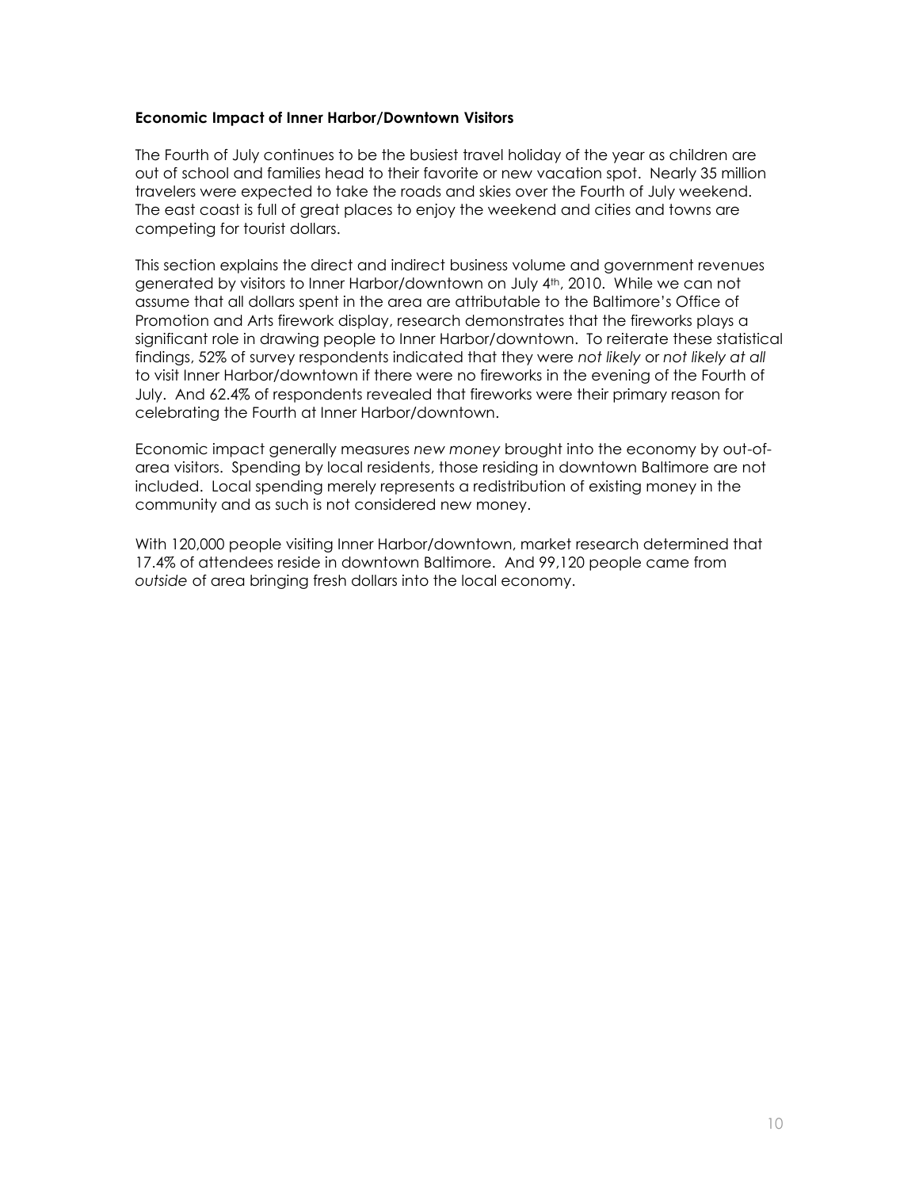**Economic Impact of Inner Harbor/Downtown Visitors**

The Fourth of July continues to be the busiest travel holiday of the year as children are out of school and families head to their favorite or new vacation spot. Nearly 35 million travelers were expected to take the roads and skies over the Fourth of July weekend. The east coast is full of great places to enjoy the weekend and cities and towns are competing for tourist dollars.

This section explains the direct and indirect business volume and government revenues generated by visitors to Inner Harbor/downtown on July 4th, 2010. While we can not assume that all dollars spent in the area are attributable to the Baltimore's Office of Promotion and Arts firework display, research demonstrates that the fireworks plays a significant role in drawing people to Inner Harbor/downtown. To reiterate these statistical findings, 52% of survey respondents indicated that they were *not likely* or *not likely at all* to visit Inner Harbor/downtown if there were no fireworks in the evening of the Fourth of July. And 62.4% of respondents revealed that fireworks were their primary reason for celebrating the Fourth at Inner Harbor/downtown.

Economic impact generally measures *new money* brought into the economy by out-of-area visitors. Spending by local residents, those residing in downtown Baltimore are not included. Local spending merely represents a redistribution of existing money in the community and as such is not considered new money.

With 120,000 people visiting Inner Harbor/downtown, market research determined that 17.4% of attendees reside in downtown Baltimore. And 99,120 people came from *outside* of area bringing fresh dollars into the local economy.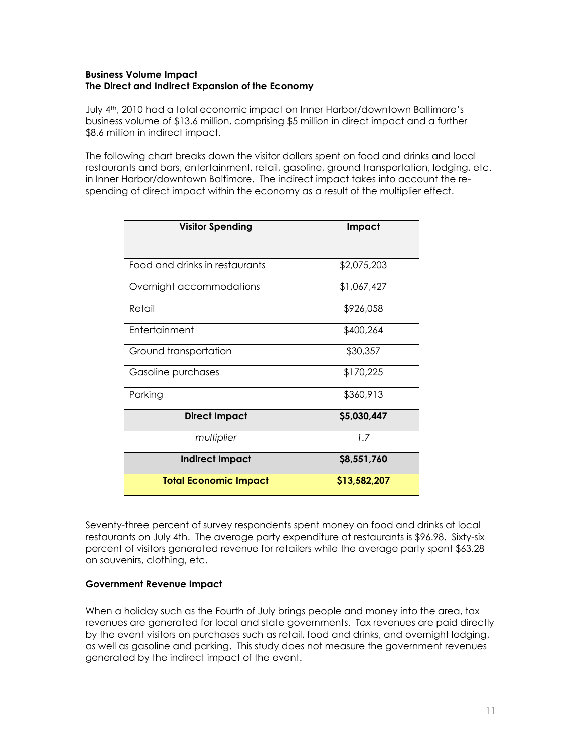**Business Volume Impact**
**The Direct and Indirect Expansion of the Economy**

July 4th, 2010 had a total economic impact on Inner Harbor/downtown Baltimore's business volume of $13.6 million, comprising $5 million in direct impact and a further $8.6 million in indirect impact.

The following chart breaks down the visitor dollars spent on food and drinks and local restaurants and bars, entertainment, retail, gasoline, ground transportation, lodging, etc. in Inner Harbor/downtown Baltimore. The indirect impact takes into account the re-spending of direct impact within the economy as a result of the multiplier effect.

| Visitor Spending | Impact |
|---|---|
| Food and drinks in restaurants | $2,075,203 |
| Overnight accommodations | $1,067,427 |
| Retail | $926,058 |
| Entertainment | $400,264 |
| Ground transportation | $30,357 |
| Gasoline purchases | $170,225 |
| Parking | $360,913 |
| **Direct Impact** | **$5,030,447** |
| *multiplier* | *1.7* |
| **Indirect Impact** | **$8,551,760** |
| **Total Economic Impact** | **$13,582,207** |

Seventy-three percent of survey respondents spent money on food and drinks at local restaurants on July 4th. The average party expenditure at restaurants is $96.98. Sixty-six percent of visitors generated revenue for retailers while the average party spent $63.28 on souvenirs, clothing, etc.

**Government Revenue Impact**

When a holiday such as the Fourth of July brings people and money into the area, tax revenues are generated for local and state governments. Tax revenues are paid directly by the event visitors on purchases such as retail, food and drinks, and overnight lodging, as well as gasoline and parking. This study does not measure the government revenues generated by the indirect impact of the event.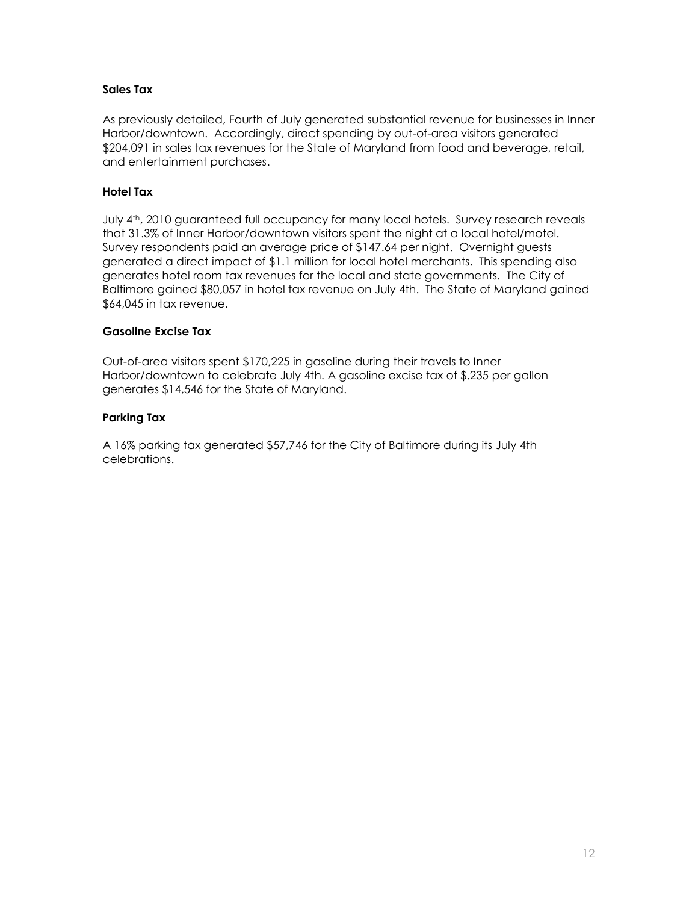### Sales Tax

As previously detailed, Fourth of July generated substantial revenue for businesses in Inner Harbor/downtown. Accordingly, direct spending by out-of-area visitors generated $204,091 in sales tax revenues for the State of Maryland from food and beverage, retail, and entertainment purchases.

### Hotel Tax

July 4th, 2010 guaranteed full occupancy for many local hotels. Survey research reveals that 31.3% of Inner Harbor/downtown visitors spent the night at a local hotel/motel. Survey respondents paid an average price of $147.64 per night. Overnight guests generated a direct impact of $1.1 million for local hotel merchants. This spending also generates hotel room tax revenues for the local and state governments. The City of Baltimore gained $80,057 in hotel tax revenue on July 4th. The State of Maryland gained $64,045 in tax revenue.

### Gasoline Excise Tax

Out-of-area visitors spent $170,225 in gasoline during their travels to Inner Harbor/downtown to celebrate July 4th. A gasoline excise tax of $.235 per gallon generates $14,546 for the State of Maryland.

### Parking Tax

A 16% parking tax generated $57,746 for the City of Baltimore during its July 4th celebrations.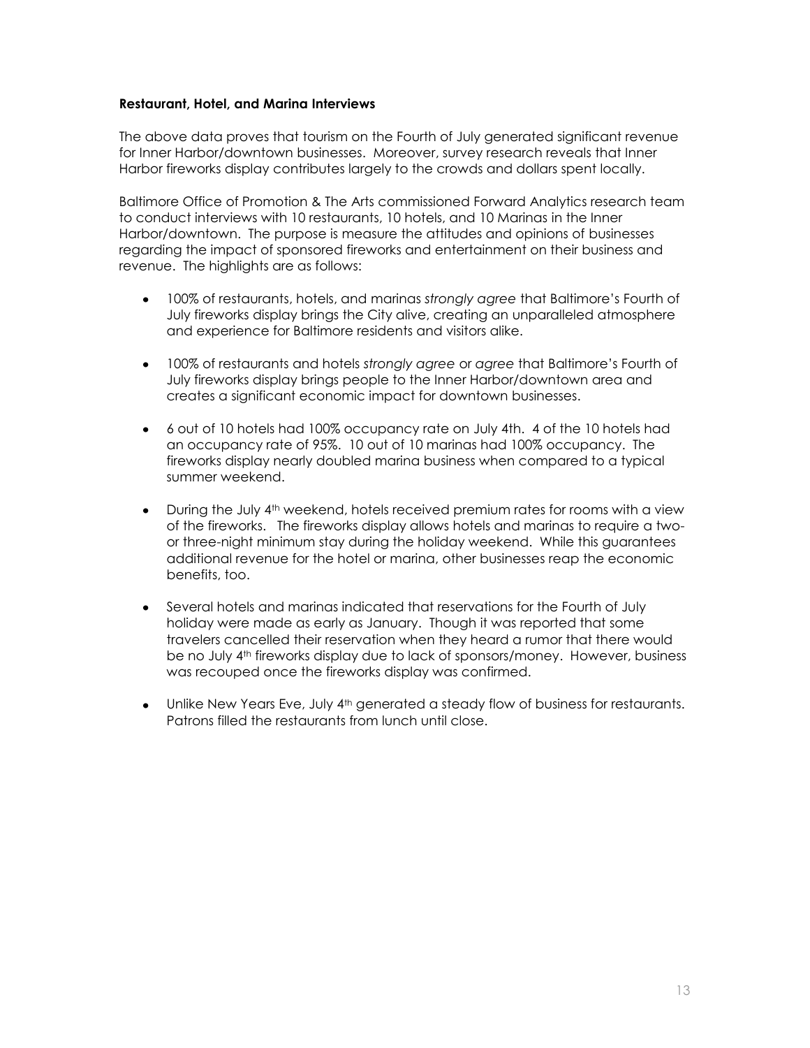**Restaurant, Hotel, and Marina Interviews**

The above data proves that tourism on the Fourth of July generated significant revenue for Inner Harbor/downtown businesses. Moreover, survey research reveals that Inner Harbor fireworks display contributes largely to the crowds and dollars spent locally.

Baltimore Office of Promotion & The Arts commissioned Forward Analytics research team to conduct interviews with 10 restaurants, 10 hotels, and 10 Marinas in the Inner Harbor/downtown. The purpose is measure the attitudes and opinions of businesses regarding the impact of sponsored fireworks and entertainment on their business and revenue. The highlights are as follows:

- 100% of restaurants, hotels, and marinas *strongly agree* that Baltimore's Fourth of July fireworks display brings the City alive, creating an unparalleled atmosphere and experience for Baltimore residents and visitors alike.

- 100% of restaurants and hotels *strongly agree* or *agree* that Baltimore's Fourth of July fireworks display brings people to the Inner Harbor/downtown area and creates a significant economic impact for downtown businesses.

- 6 out of 10 hotels had 100% occupancy rate on July 4th. 4 of the 10 hotels had an occupancy rate of 95%. 10 out of 10 marinas had 100% occupancy. The fireworks display nearly doubled marina business when compared to a typical summer weekend.

- During the July 4th weekend, hotels received premium rates for rooms with a view of the fireworks. The fireworks display allows hotels and marinas to require a two- or three-night minimum stay during the holiday weekend. While this guarantees additional revenue for the hotel or marina, other businesses reap the economic benefits, too.

- Several hotels and marinas indicated that reservations for the Fourth of July holiday were made as early as January. Though it was reported that some travelers cancelled their reservation when they heard a rumor that there would be no July 4th fireworks display due to lack of sponsors/money. However, business was recouped once the fireworks display was confirmed.

- Unlike New Years Eve, July 4th generated a steady flow of business for restaurants. Patrons filled the restaurants from lunch until close.